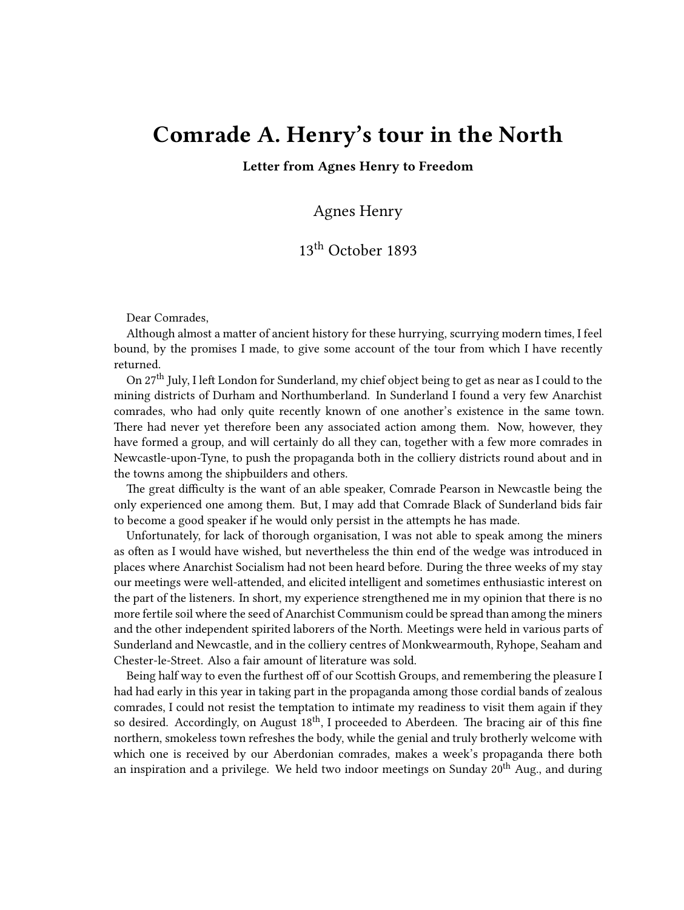# Comrade A. Henry's tour in the North

**Letter from Agnes Henry to Freedom**

Agnes Henry

13th October 1893

Dear Comrades,

Although almost a matter of ancient history for these hurrying, scurrying modern times, I feel bound, by the promises I made, to give some account of the tour from which I have recently returned.

On 27th July, I left London for Sunderland, my chief object being to get as near as I could to the mining districts of Durham and Northumberland. In Sunderland I found a very few Anarchist comrades, who had only quite recently known of one another's existence in the same town. There had never yet therefore been any associated action among them. Now, however, they have formed a group, and will certainly do all they can, together with a few more comrades in Newcastle-upon-Tyne, to push the propaganda both in the colliery districts round about and in the towns among the shipbuilders and others.

The great difficulty is the want of an able speaker, Comrade Pearson in Newcastle being the only experienced one among them. But, I may add that Comrade Black of Sunderland bids fair to become a good speaker if he would only persist in the attempts he has made.

Unfortunately, for lack of thorough organisation, I was not able to speak among the miners as often as I would have wished, but nevertheless the thin end of the wedge was introduced in places where Anarchist Socialism had not been heard before. During the three weeks of my stay our meetings were well-attended, and elicited intelligent and sometimes enthusiastic interest on the part of the listeners. In short, my experience strengthened me in my opinion that there is no more fertile soil where the seed of Anarchist Communism could be spread than among the miners and the other independent spirited laborers of the North. Meetings were held in various parts of Sunderland and Newcastle, and in the colliery centres of Monkwearmouth, Ryhope, Seaham and Chester-le-Street. Also a fair amount of literature was sold.

Being half way to even the furthest off of our Scottish Groups, and remembering the pleasure I had had early in this year in taking part in the propaganda among those cordial bands of zealous comrades, I could not resist the temptation to intimate my readiness to visit them again if they so desired. Accordingly, on August 18th, I proceeded to Aberdeen. The bracing air of this fine northern, smokeless town refreshes the body, while the genial and truly brotherly welcome with which one is received by our Aberdonian comrades, makes a week's propaganda there both an inspiration and a privilege. We held two indoor meetings on Sunday 20th Aug., and during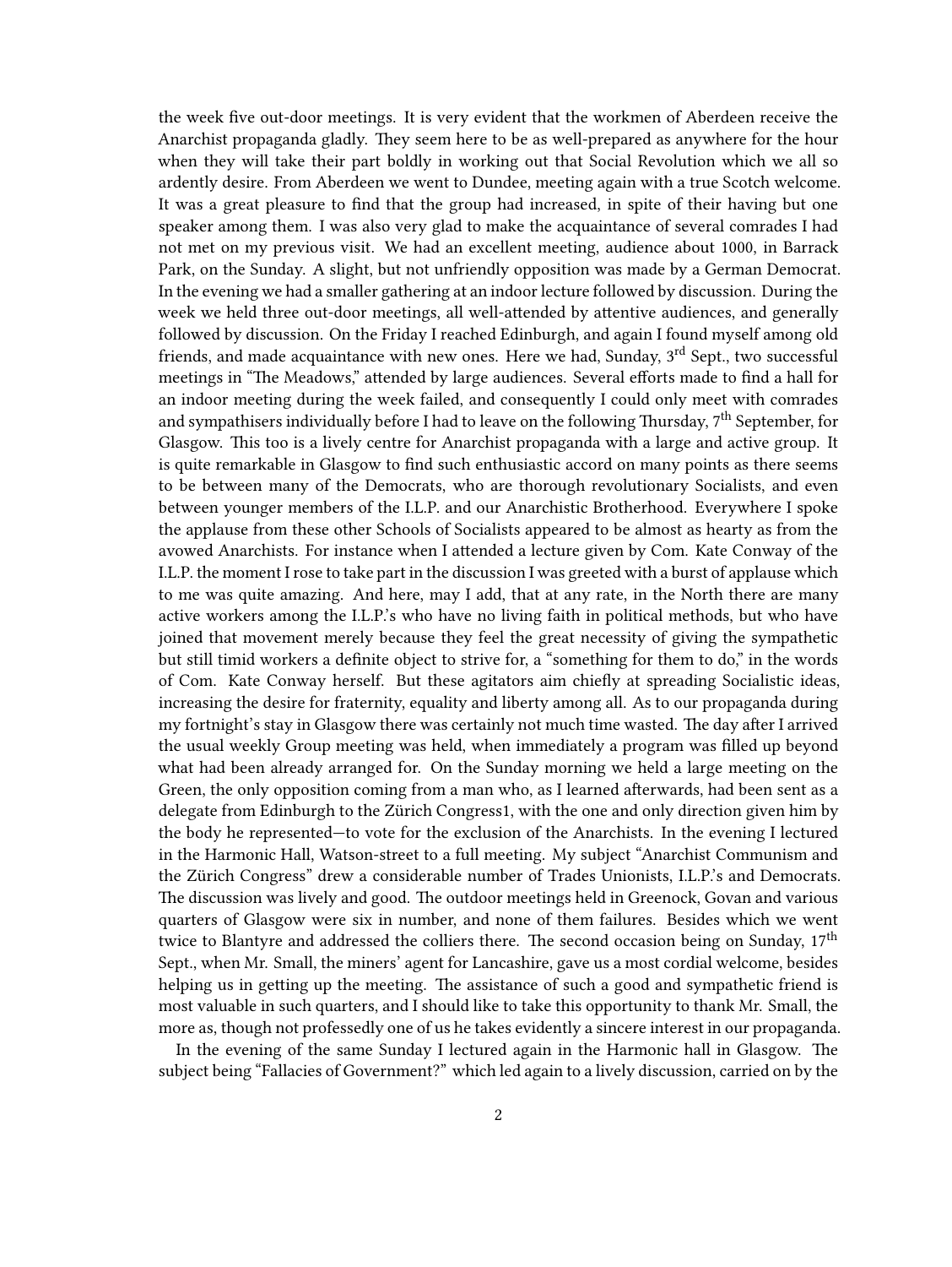the week five out-door meetings. It is very evident that the workmen of Aberdeen receive the Anarchist propaganda gladly. They seem here to be as well-prepared as anywhere for the hour when they will take their part boldly in working out that Social Revolution which we all so ardently desire. From Aberdeen we went to Dundee, meeting again with a true Scotch welcome. It was a great pleasure to find that the group had increased, in spite of their having but one speaker among them. I was also very glad to make the acquaintance of several comrades I had not met on my previous visit. We had an excellent meeting, audience about 1000, in Barrack Park, on the Sunday. A slight, but not unfriendly opposition was made by a German Democrat. In the evening we had a smaller gathering at an indoor lecture followed by discussion. During the week we held three out-door meetings, all well-attended by attentive audiences, and generally followed by discussion. On the Friday I reached Edinburgh, and again I found myself among old friends, and made acquaintance with new ones. Here we had, Sunday, 3rd Sept., two successful meetings in "The Meadows," attended by large audiences. Several efforts made to find a hall for an indoor meeting during the week failed, and consequently I could only meet with comrades and sympathisers individually before I had to leave on the following Thursday, 7th September, for Glasgow. This too is a lively centre for Anarchist propaganda with a large and active group. It is quite remarkable in Glasgow to find such enthusiastic accord on many points as there seems to be between many of the Democrats, who are thorough revolutionary Socialists, and even between younger members of the I.L.P. and our Anarchistic Brotherhood. Everywhere I spoke the applause from these other Schools of Socialists appeared to be almost as hearty as from the avowed Anarchists. For instance when I attended a lecture given by Com. Kate Conway of the I.L.P. the moment I rose to take part in the discussion I was greeted with a burst of applause which to me was quite amazing. And here, may I add, that at any rate, in the North there are many active workers among the I.L.P.'s who have no living faith in political methods, but who have joined that movement merely because they feel the great necessity of giving the sympathetic but still timid workers a definite object to strive for, a "something for them to do," in the words of Com. Kate Conway herself. But these agitators aim chiefly at spreading Socialistic ideas, increasing the desire for fraternity, equality and liberty among all. As to our propaganda during my fortnight's stay in Glasgow there was certainly not much time wasted. The day after I arrived the usual weekly Group meeting was held, when immediately a program was filled up beyond what had been already arranged for. On the Sunday morning we held a large meeting on the Green, the only opposition coming from a man who, as I learned afterwards, had been sent as a delegate from Edinburgh to the Zürich Congress1, with the one and only direction given him by the body he represented—to vote for the exclusion of the Anarchists. In the evening I lectured in the Harmonic Hall, Watson-street to a full meeting. My subject "Anarchist Communism and the Zürich Congress" drew a considerable number of Trades Unionists, I.L.P.'s and Democrats. The discussion was lively and good. The outdoor meetings held in Greenock, Govan and various quarters of Glasgow were six in number, and none of them failures. Besides which we went twice to Blantyre and addressed the colliers there. The second occasion being on Sunday, 17th Sept., when Mr. Small, the miners' agent for Lancashire, gave us a most cordial welcome, besides helping us in getting up the meeting. The assistance of such a good and sympathetic friend is most valuable in such quarters, and I should like to take this opportunity to thank Mr. Small, the more as, though not professedly one of us he takes evidently a sincere interest in our propaganda.

In the evening of the same Sunday I lectured again in the Harmonic hall in Glasgow. The subject being "Fallacies of Government?" which led again to a lively discussion, carried on by the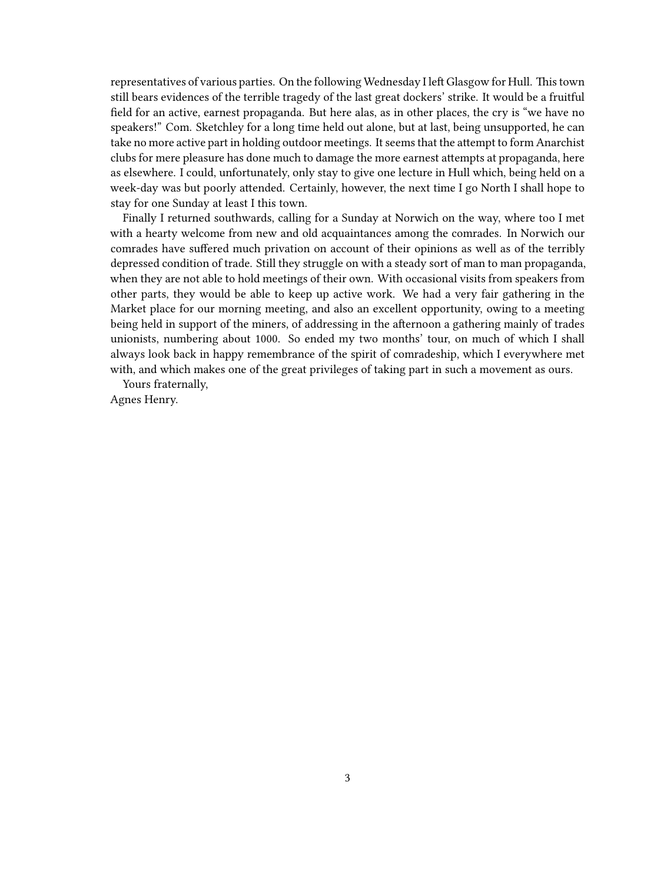representatives of various parties. On the following Wednesday I left Glasgow for Hull. This town still bears evidences of the terrible tragedy of the last great dockers' strike. It would be a fruitful field for an active, earnest propaganda. But here alas, as in other places, the cry is "we have no speakers!" Com. Sketchley for a long time held out alone, but at last, being unsupported, he can take no more active part in holding outdoor meetings. It seems that the attempt to form Anarchist clubs for mere pleasure has done much to damage the more earnest attempts at propaganda, here as elsewhere. I could, unfortunately, only stay to give one lecture in Hull which, being held on a week-day was but poorly attended. Certainly, however, the next time I go North I shall hope to stay for one Sunday at least I this town.

Finally I returned southwards, calling for a Sunday at Norwich on the way, where too I met with a hearty welcome from new and old acquaintances among the comrades. In Norwich our comrades have suffered much privation on account of their opinions as well as of the terribly depressed condition of trade. Still they struggle on with a steady sort of man to man propaganda, when they are not able to hold meetings of their own. With occasional visits from speakers from other parts, they would be able to keep up active work. We had a very fair gathering in the Market place for our morning meeting, and also an excellent opportunity, owing to a meeting being held in support of the miners, of addressing in the afternoon a gathering mainly of trades unionists, numbering about 1000. So ended my two months' tour, on much of which I shall always look back in happy remembrance of the spirit of comradeship, which I everywhere met with, and which makes one of the great privileges of taking part in such a movement as ours.

Yours fraternally,

Agnes Henry.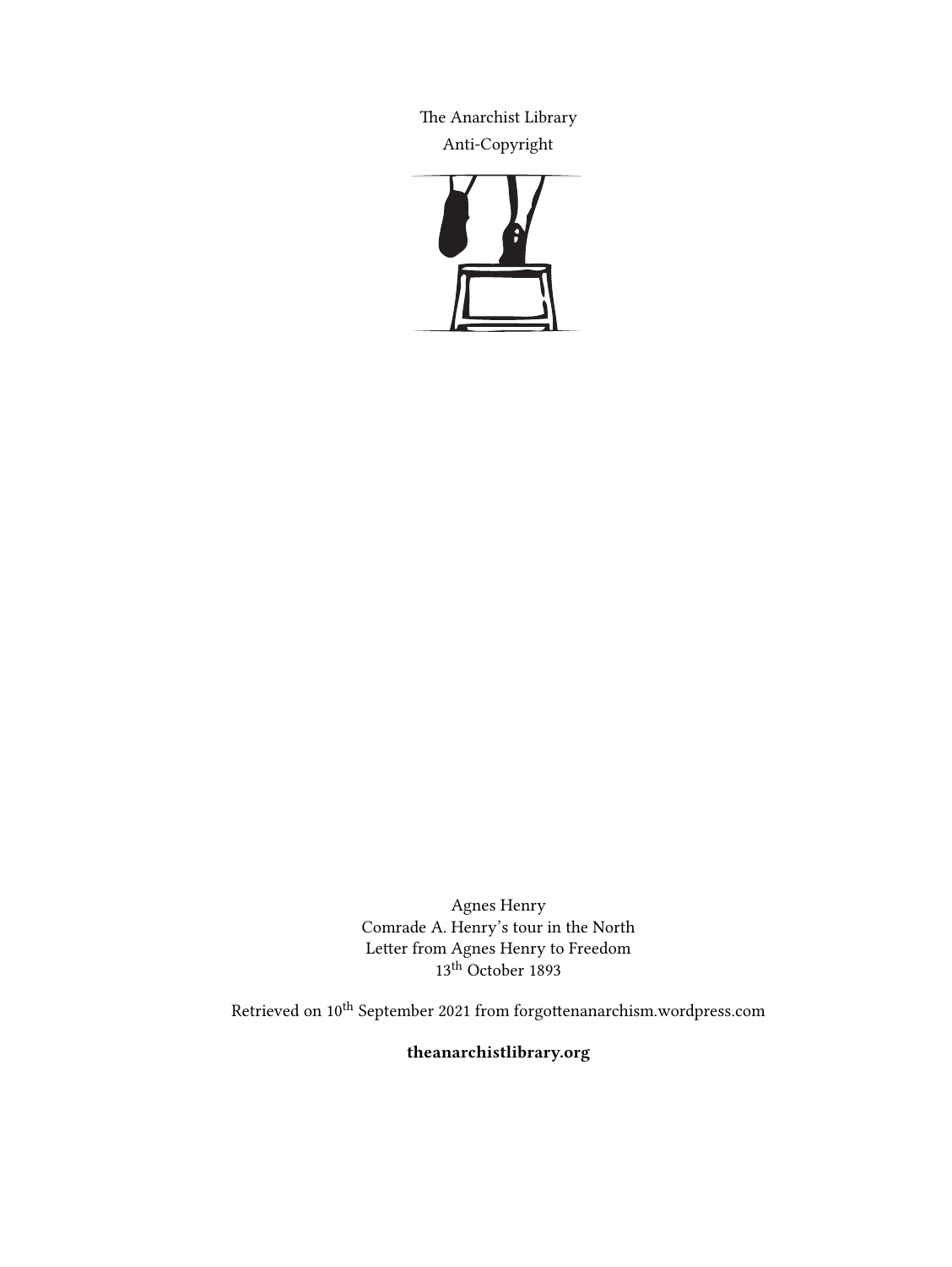The Anarchist Library
Anti-Copyright

Agnes Henry
Comrade A. Henry's tour in the North
Letter from Agnes Henry to Freedom
13th October 1893

Retrieved on 10th September 2021 from forgottenanarchism.wordpress.com

**theanarchistlibrary.org**